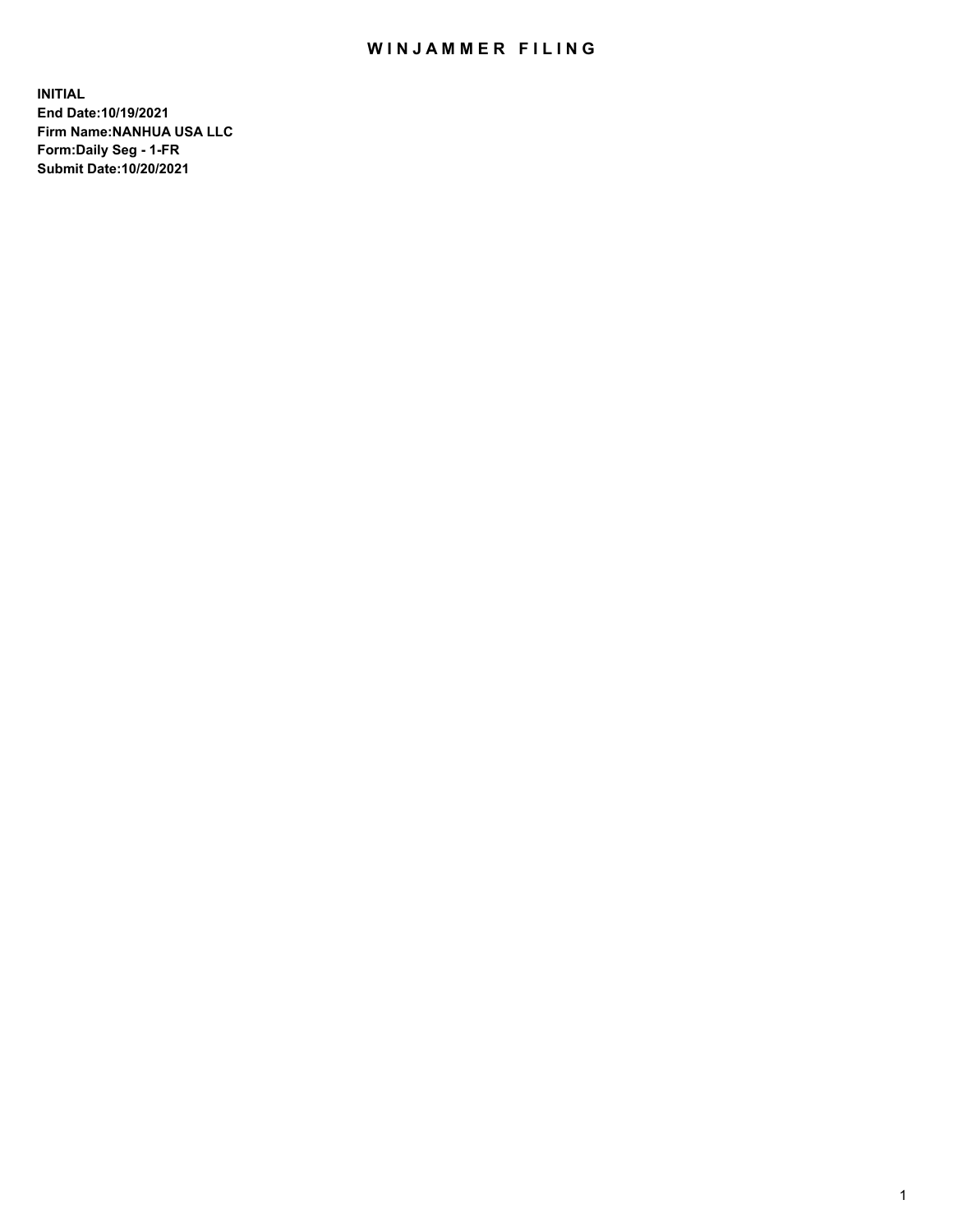# WINJAMMER FILING

**INITIAL**
**End Date:10/19/2021**
**Firm Name:NANHUA USA LLC**
**Form:Daily Seg - 1-FR**
**Submit Date:10/20/2021**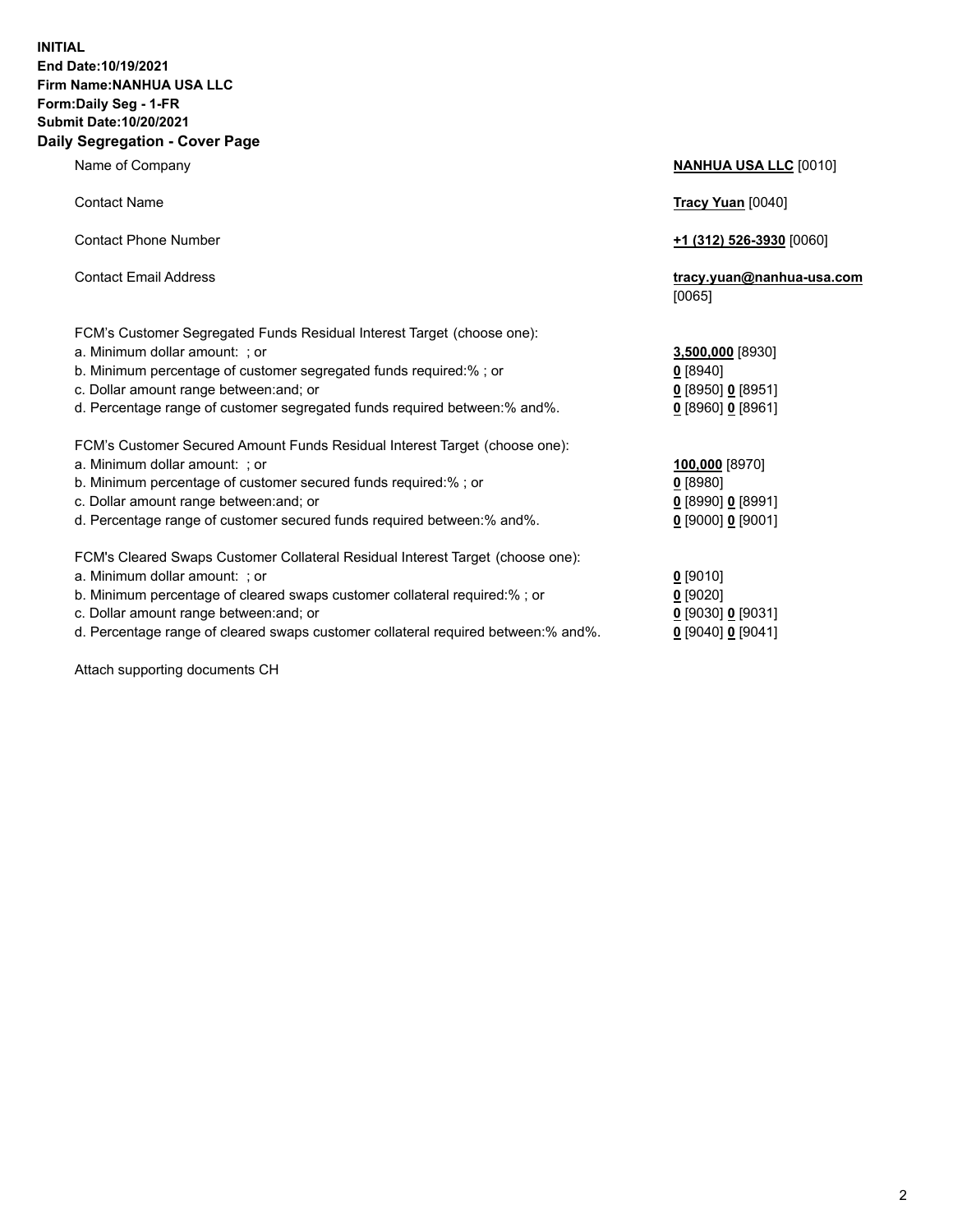**INITIAL**
**End Date:10/19/2021**
**Firm Name:NANHUA USA LLC**
**Form:Daily Seg - 1-FR**
**Submit Date:10/20/2021**

**Daily Segregation - Cover Page**

| | |
|---|---|
| Name of Company | **NANHUA USA LLC** [0010] |
| Contact Name | **Tracy Yuan** [0040] |
| Contact Phone Number | **+1 (312) 526-3930** [0060] |
| Contact Email Address | **tracy.yuan@nanhua-usa.com** [0065] |
| FCM's Customer Segregated Funds Residual Interest Target (choose one): | |
| a. Minimum dollar amount: ; or | **3,500,000** [8930] |
| b. Minimum percentage of customer segregated funds required:% ; or | **0** [8940] |
| c. Dollar amount range between:and; or | **0** [8950] **0** [8951] |
| d. Percentage range of customer segregated funds required between:% and%. | **0** [8960] **0** [8961] |
| FCM's Customer Secured Amount Funds Residual Interest Target (choose one): | |
| a. Minimum dollar amount: ; or | **100,000** [8970] |
| b. Minimum percentage of customer secured funds required:% ; or | **0** [8980] |
| c. Dollar amount range between:and; or | **0** [8990] **0** [8991] |
| d. Percentage range of customer secured funds required between:% and%. | **0** [9000] **0** [9001] |
| FCM's Cleared Swaps Customer Collateral Residual Interest Target (choose one): | |
| a. Minimum dollar amount: ; or | **0** [9010] |
| b. Minimum percentage of cleared swaps customer collateral required:% ; or | **0** [9020] |
| c. Dollar amount range between:and; or | **0** [9030] **0** [9031] |
| d. Percentage range of cleared swaps customer collateral required between:% and%. | **0** [9040] **0** [9041] |

Attach supporting documents CH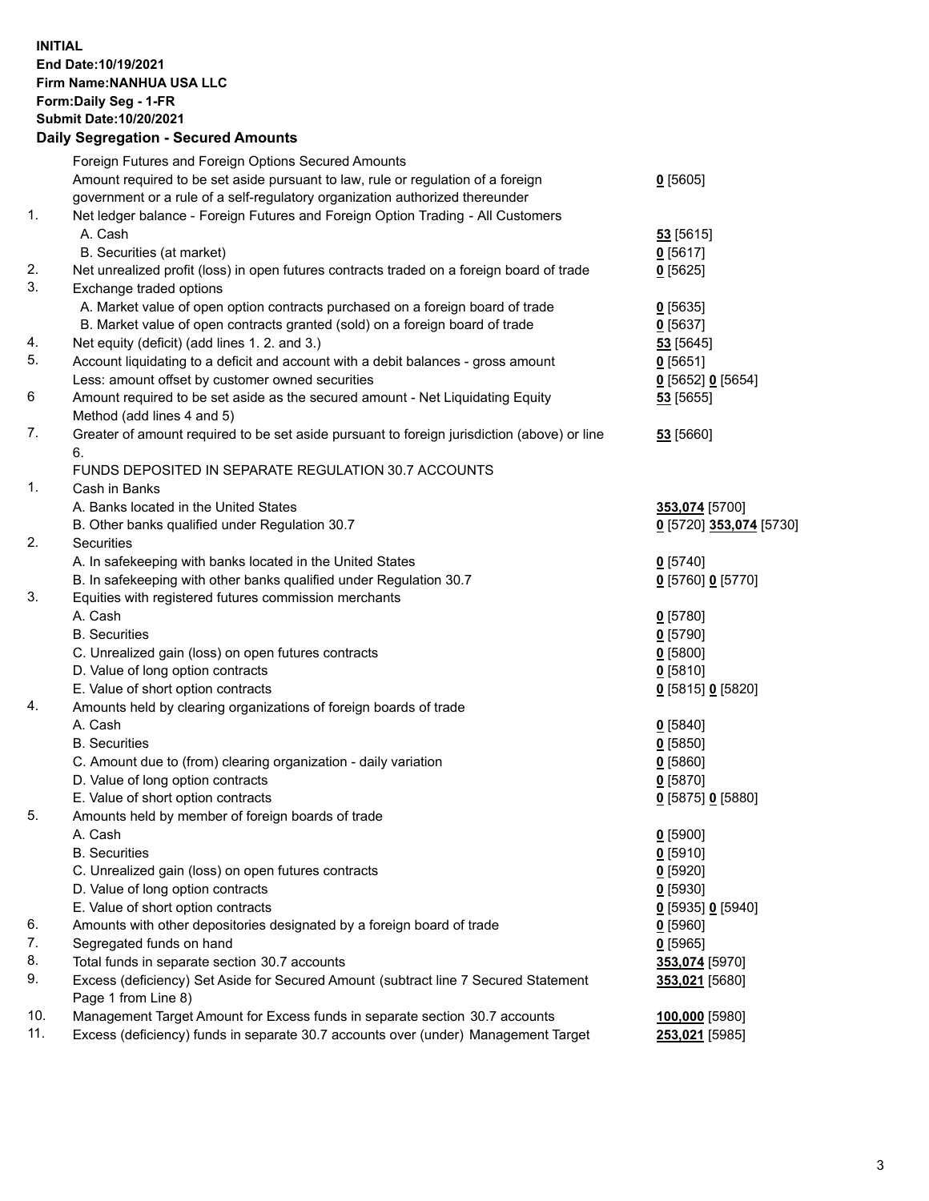**INITIAL**
**End Date:10/19/2021**
**Firm Name:NANHUA USA LLC**
**Form:Daily Seg - 1-FR**
**Submit Date:10/20/2021**

## Daily Segregation - Secured Amounts

| | | |
|---|---|---|
| | Foreign Futures and Foreign Options Secured Amounts | |
| | Amount required to be set aside pursuant to law, rule or regulation of a foreign government or a rule of a self-regulatory organization authorized thereunder | **0** [5605] |
| 1. | Net ledger balance - Foreign Futures and Foreign Option Trading - All Customers | |
| | A. Cash | **53** [5615] |
| | B. Securities (at market) | **0** [5617] |
| 2. | Net unrealized profit (loss) in open futures contracts traded on a foreign board of trade | **0** [5625] |
| 3. | Exchange traded options | |
| | A. Market value of open option contracts purchased on a foreign board of trade | **0** [5635] |
| | B. Market value of open contracts granted (sold) on a foreign board of trade | **0** [5637] |
| 4. | Net equity (deficit) (add lines 1. 2. and 3.) | **53** [5645] |
| 5. | Account liquidating to a deficit and account with a debit balances - gross amount | **0** [5651] |
| | Less: amount offset by customer owned securities | **0** [5652] **0** [5654] |
| 6 | Amount required to be set aside as the secured amount - Net Liquidating Equity Method (add lines 4 and 5) | **53** [5655] |
| 7. | Greater of amount required to be set aside pursuant to foreign jurisdiction (above) or line 6. | **53** [5660] |
| | FUNDS DEPOSITED IN SEPARATE REGULATION 30.7 ACCOUNTS | |
| 1. | Cash in Banks | |
| | A. Banks located in the United States | **353,074** [5700] |
| | B. Other banks qualified under Regulation 30.7 | **0** [5720] **353,074** [5730] |
| 2. | Securities | |
| | A. In safekeeping with banks located in the United States | **0** [5740] |
| | B. In safekeeping with other banks qualified under Regulation 30.7 | **0** [5760] **0** [5770] |
| 3. | Equities with registered futures commission merchants | |
| | A. Cash | **0** [5780] |
| | B. Securities | **0** [5790] |
| | C. Unrealized gain (loss) on open futures contracts | **0** [5800] |
| | D. Value of long option contracts | **0** [5810] |
| | E. Value of short option contracts | **0** [5815] **0** [5820] |
| 4. | Amounts held by clearing organizations of foreign boards of trade | |
| | A. Cash | **0** [5840] |
| | B. Securities | **0** [5850] |
| | C. Amount due to (from) clearing organization - daily variation | **0** [5860] |
| | D. Value of long option contracts | **0** [5870] |
| | E. Value of short option contracts | **0** [5875] **0** [5880] |
| 5. | Amounts held by member of foreign boards of trade | |
| | A. Cash | **0** [5900] |
| | B. Securities | **0** [5910] |
| | C. Unrealized gain (loss) on open futures contracts | **0** [5920] |
| | D. Value of long option contracts | **0** [5930] |
| | E. Value of short option contracts | **0** [5935] **0** [5940] |
| 6. | Amounts with other depositories designated by a foreign board of trade | **0** [5960] |
| 7. | Segregated funds on hand | **0** [5965] |
| 8. | Total funds in separate section 30.7 accounts | **353,074** [5970] |
| 9. | Excess (deficiency) Set Aside for Secured Amount (subtract line 7 Secured Statement Page 1 from Line 8) | **353,021** [5680] |
| 10. | Management Target Amount for Excess funds in separate section 30.7 accounts | **100,000** [5980] |
| 11. | Excess (deficiency) funds in separate 30.7 accounts over (under) Management Target | **253,021** [5985] |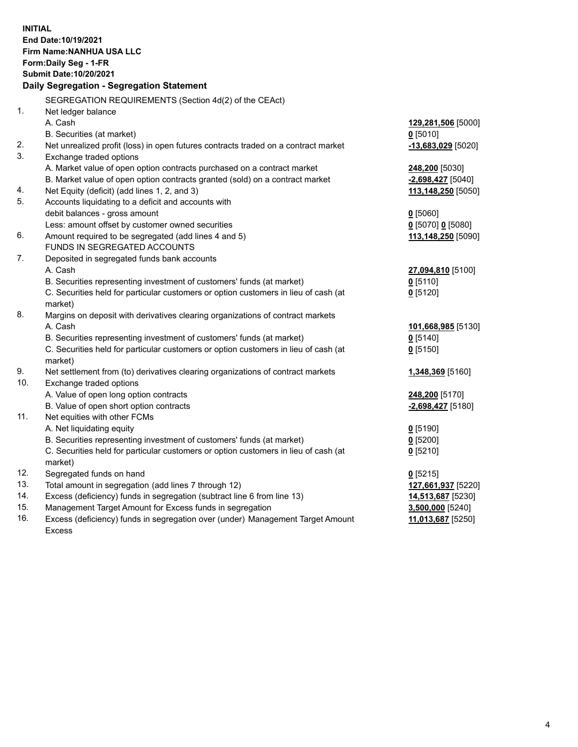**INITIAL**
**End Date:10/19/2021**
**Firm Name:NANHUA USA LLC**
**Form:Daily Seg - 1-FR**
**Submit Date:10/20/2021**

**Daily Segregation - Segregation Statement**

| | | |
|---|---|---|
| | SEGREGATION REQUIREMENTS (Section 4d(2) of the CEAct) | |
| 1. | Net ledger balance | |
| | A. Cash | **129,281,506** [5000] |
| | B. Securities (at market) | **0** [5010] |
| 2. | Net unrealized profit (loss) in open futures contracts traded on a contract market | **-13,683,029** [5020] |
| 3. | Exchange traded options | |
| | A. Market value of open option contracts purchased on a contract market | **248,200** [5030] |
| | B. Market value of open option contracts granted (sold) on a contract market | **-2,698,427** [5040] |
| 4. | Net Equity (deficit) (add lines 1, 2, and 3) | **113,148,250** [5050] |
| 5. | Accounts liquidating to a deficit and accounts with debit balances - gross amount | **0** [5060] |
| | Less: amount offset by customer owned securities | **0** [5070] **0** [5080] |
| 6. | Amount required to be segregated (add lines 4 and 5) | **113,148,250** [5090] |
| | FUNDS IN SEGREGATED ACCOUNTS | |
| 7. | Deposited in segregated funds bank accounts | |
| | A. Cash | **27,094,810** [5100] |
| | B. Securities representing investment of customers' funds (at market) | **0** [5110] |
| | C. Securities held for particular customers or option customers in lieu of cash (at market) | **0** [5120] |
| 8. | Margins on deposit with derivatives clearing organizations of contract markets | |
| | A. Cash | **101,668,985** [5130] |
| | B. Securities representing investment of customers' funds (at market) | **0** [5140] |
| | C. Securities held for particular customers or option customers in lieu of cash (at market) | **0** [5150] |
| 9. | Net settlement from (to) derivatives clearing organizations of contract markets | **1,348,369** [5160] |
| 10. | Exchange traded options | |
| | A. Value of open long option contracts | **248,200** [5170] |
| | B. Value of open short option contracts | **-2,698,427** [5180] |
| 11. | Net equities with other FCMs | |
| | A. Net liquidating equity | **0** [5190] |
| | B. Securities representing investment of customers' funds (at market) | **0** [5200] |
| | C. Securities held for particular customers or option customers in lieu of cash (at market) | **0** [5210] |
| 12. | Segregated funds on hand | **0** [5215] |
| 13. | Total amount in segregation (add lines 7 through 12) | **127,661,937** [5220] |
| 14. | Excess (deficiency) funds in segregation (subtract line 6 from line 13) | **14,513,687** [5230] |
| 15. | Management Target Amount for Excess funds in segregation | **3,500,000** [5240] |
| 16. | Excess (deficiency) funds in segregation over (under) Management Target Amount Excess | **11,013,687** [5250] |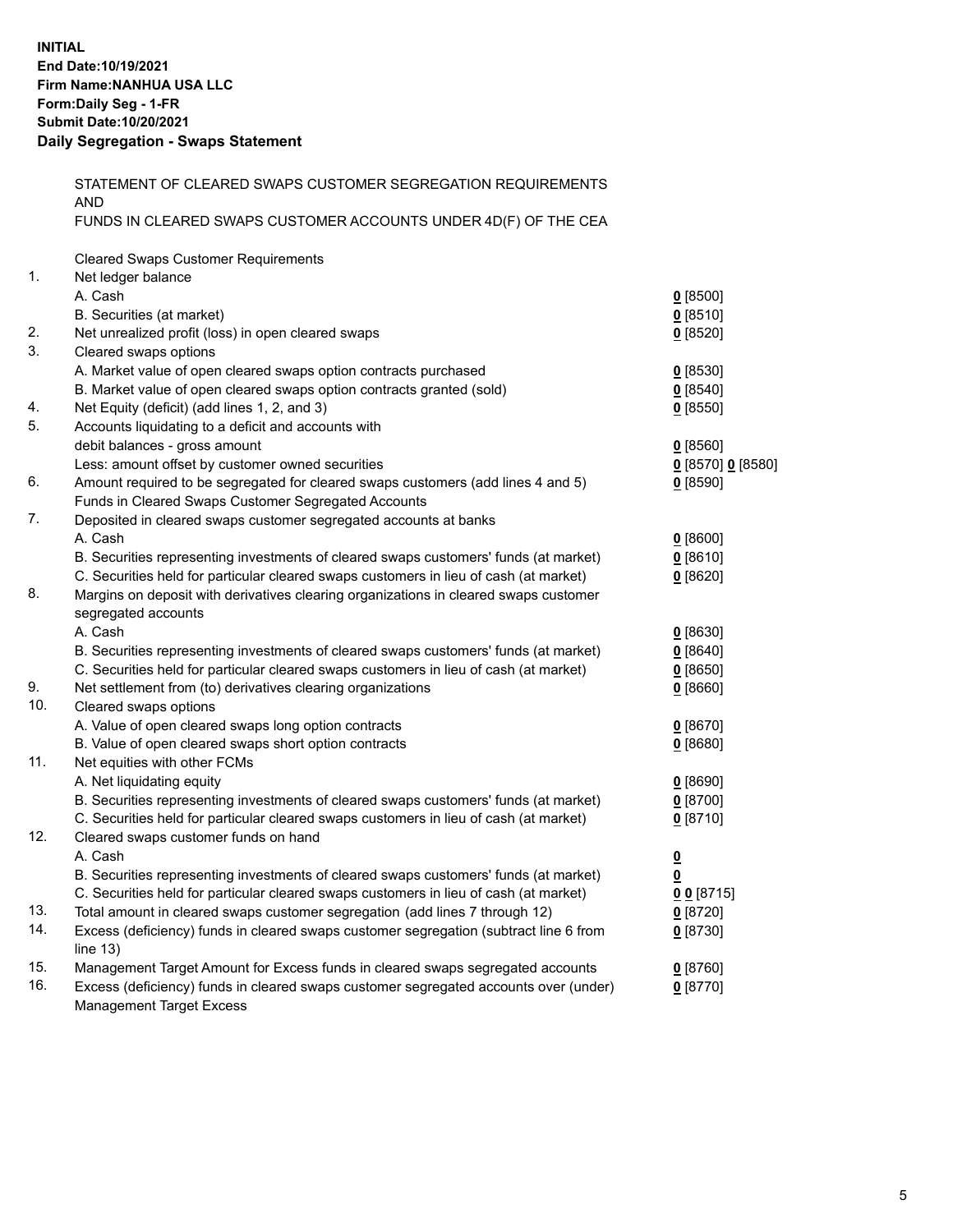**INITIAL**
**End Date:10/19/2021**
**Firm Name:NANHUA USA LLC**
**Form:Daily Seg - 1-FR**
**Submit Date:10/20/2021**
**Daily Segregation - Swaps Statement**

STATEMENT OF CLEARED SWAPS CUSTOMER SEGREGATION REQUIREMENTS AND FUNDS IN CLEARED SWAPS CUSTOMER ACCOUNTS UNDER 4D(F) OF THE CEA

| | | |
|---|---|---|
| | Cleared Swaps Customer Requirements | |
| 1. | Net ledger balance | |
| | A. Cash | 0 [8500] |
| | B. Securities (at market) | 0 [8510] |
| 2. | Net unrealized profit (loss) in open cleared swaps | 0 [8520] |
| 3. | Cleared swaps options | |
| | A. Market value of open cleared swaps option contracts purchased | 0 [8530] |
| | B. Market value of open cleared swaps option contracts granted (sold) | 0 [8540] |
| 4. | Net Equity (deficit) (add lines 1, 2, and 3) | 0 [8550] |
| 5. | Accounts liquidating to a deficit and accounts with debit balances - gross amount | 0 [8560] |
| | Less: amount offset by customer owned securities | 0 [8570] 0 [8580] |
| 6. | Amount required to be segregated for cleared swaps customers (add lines 4 and 5) | 0 [8590] |
| | Funds in Cleared Swaps Customer Segregated Accounts | |
| 7. | Deposited in cleared swaps customer segregated accounts at banks | |
| | A. Cash | 0 [8600] |
| | B. Securities representing investments of cleared swaps customers' funds (at market) | 0 [8610] |
| | C. Securities held for particular cleared swaps customers in lieu of cash (at market) | 0 [8620] |
| 8. | Margins on deposit with derivatives clearing organizations in cleared swaps customer segregated accounts | |
| | A. Cash | 0 [8630] |
| | B. Securities representing investments of cleared swaps customers' funds (at market) | 0 [8640] |
| | C. Securities held for particular cleared swaps customers in lieu of cash (at market) | 0 [8650] |
| 9. | Net settlement from (to) derivatives clearing organizations | 0 [8660] |
| 10. | Cleared swaps options | |
| | A. Value of open cleared swaps long option contracts | 0 [8670] |
| | B. Value of open cleared swaps short option contracts | 0 [8680] |
| 11. | Net equities with other FCMs | |
| | A. Net liquidating equity | 0 [8690] |
| | B. Securities representing investments of cleared swaps customers' funds (at market) | 0 [8700] |
| | C. Securities held for particular cleared swaps customers in lieu of cash (at market) | 0 [8710] |
| 12. | Cleared swaps customer funds on hand | |
| | A. Cash | 0 |
| | B. Securities representing investments of cleared swaps customers' funds (at market) | 0 |
| | C. Securities held for particular cleared swaps customers in lieu of cash (at market) | 0 0 [8715] |
| 13. | Total amount in cleared swaps customer segregation (add lines 7 through 12) | 0 [8720] |
| 14. | Excess (deficiency) funds in cleared swaps customer segregation (subtract line 6 from line 13) | 0 [8730] |
| 15. | Management Target Amount for Excess funds in cleared swaps segregated accounts | 0 [8760] |
| 16. | Excess (deficiency) funds in cleared swaps customer segregated accounts over (under) Management Target Excess | 0 [8770] |